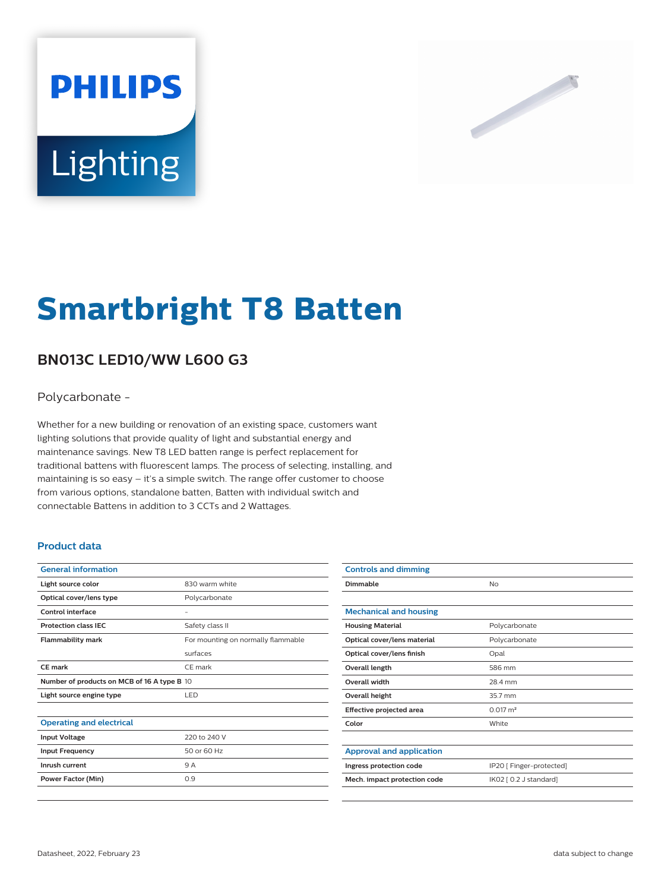PHILIPS

Lighting

# Smartbright T8 Batten

## BN013C LED10/WW L600 G3

Polycarbonate -

Whether for a new building or renovation of an existing space, customers want lighting solutions that provide quality of light and substantial energy and maintenance savings. New T8 LED batten range is perfect replacement for traditional battens with fluorescent lamps. The process of selecting, installing, and maintaining is so easy – it's a simple switch. The range offer customer to choose from various options, standalone batten, Batten with individual switch and connectable Battens in addition to 3 CCTs and 2 Wattages.

### Product data

| General information | |
|---|---|
| **Light source color** | 830 warm white |
| **Optical cover/lens type** | Polycarbonate |
| **Control interface** | - |
| **Protection class IEC** | Safety class II |
| **Flammability mark** | For mounting on normally flammable surfaces |
| **CE mark** | CE mark |
| **Number of products on MCB of 16 A type B** | 10 |
| **Light source engine type** | LED |

| Operating and electrical | |
|---|---|
| **Input Voltage** | 220 to 240 V |
| **Input Frequency** | 50 or 60 Hz |
| **Inrush current** | 9 A |
| **Power Factor (Min)** | 0.9 |

| Controls and dimming | |
|---|---|
| **Dimmable** | No |

| Mechanical and housing | |
|---|---|
| **Housing Material** | Polycarbonate |
| **Optical cover/lens material** | Polycarbonate |
| **Optical cover/lens finish** | Opal |
| **Overall length** | 586 mm |
| **Overall width** | 28.4 mm |
| **Overall height** | 35.7 mm |
| **Effective projected area** | 0.017 m² |
| **Color** | White |

| Approval and application | |
|---|---|
| **Ingress protection code** | IP20 [ Finger-protected] |
| **Mech. impact protection code** | IK02 [ 0.2 J standard] |

Datasheet, 2022, February 23

data subject to change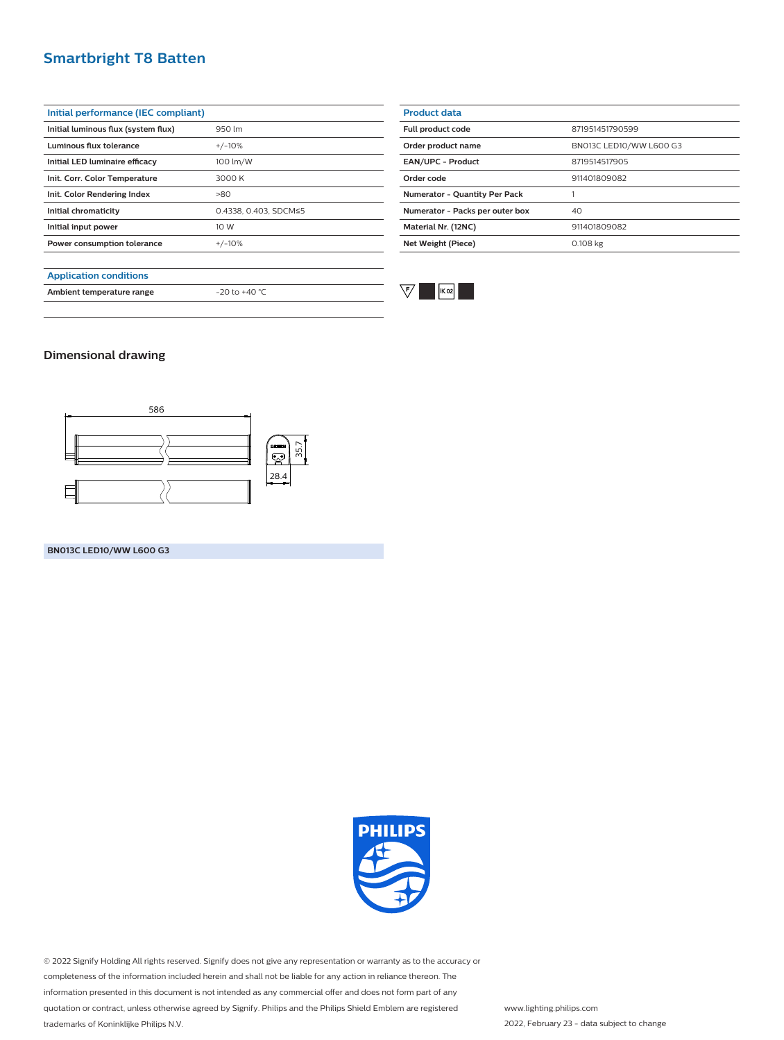# Smartbright T8 Batten

| Initial performance (IEC compliant) | |
|---|---|
| Initial luminous flux (system flux) | 950 lm |
| Luminous flux tolerance | +/-10% |
| Initial LED luminaire efficacy | 100 lm/W |
| Init. Corr. Color Temperature | 3000 K |
| Init. Color Rendering Index | >80 |
| Initial chromaticity | 0.4338, 0.403, SDCM≤5 |
| Initial input power | 10 W |
| Power consumption tolerance | +/-10% |

| Application conditions | |
|---|---|
| Ambient temperature range | -20 to +40 °C |

| Product data | |
|---|---|
| Full product code | 871951451790599 |
| Order product name | BN013C LED10/WW L600 G3 |
| EAN/UPC - Product | 8719514517905 |
| Order code | 911401809082 |
| Numerator - Quantity Per Pack | 1 |
| Numerator - Packs per outer box | 40 |
| Material Nr. (12NC) | 911401809082 |
| Net Weight (Piece) | 0.108 kg |

F IK 02

## Dimensional drawing

586

35.7

28.4

**BN013C LED10/WW L600 G3**

© 2022 Signify Holding All rights reserved. Signify does not give any representation or warranty as to the accuracy or completeness of the information included herein and shall not be liable for any action in reliance thereon. The information presented in this document is not intended as any commercial offer and does not form part of any quotation or contract, unless otherwise agreed by Signify. Philips and the Philips Shield Emblem are registered trademarks of Koninklijke Philips N.V.

www.lighting.philips.com

2022, February 23 - data subject to change